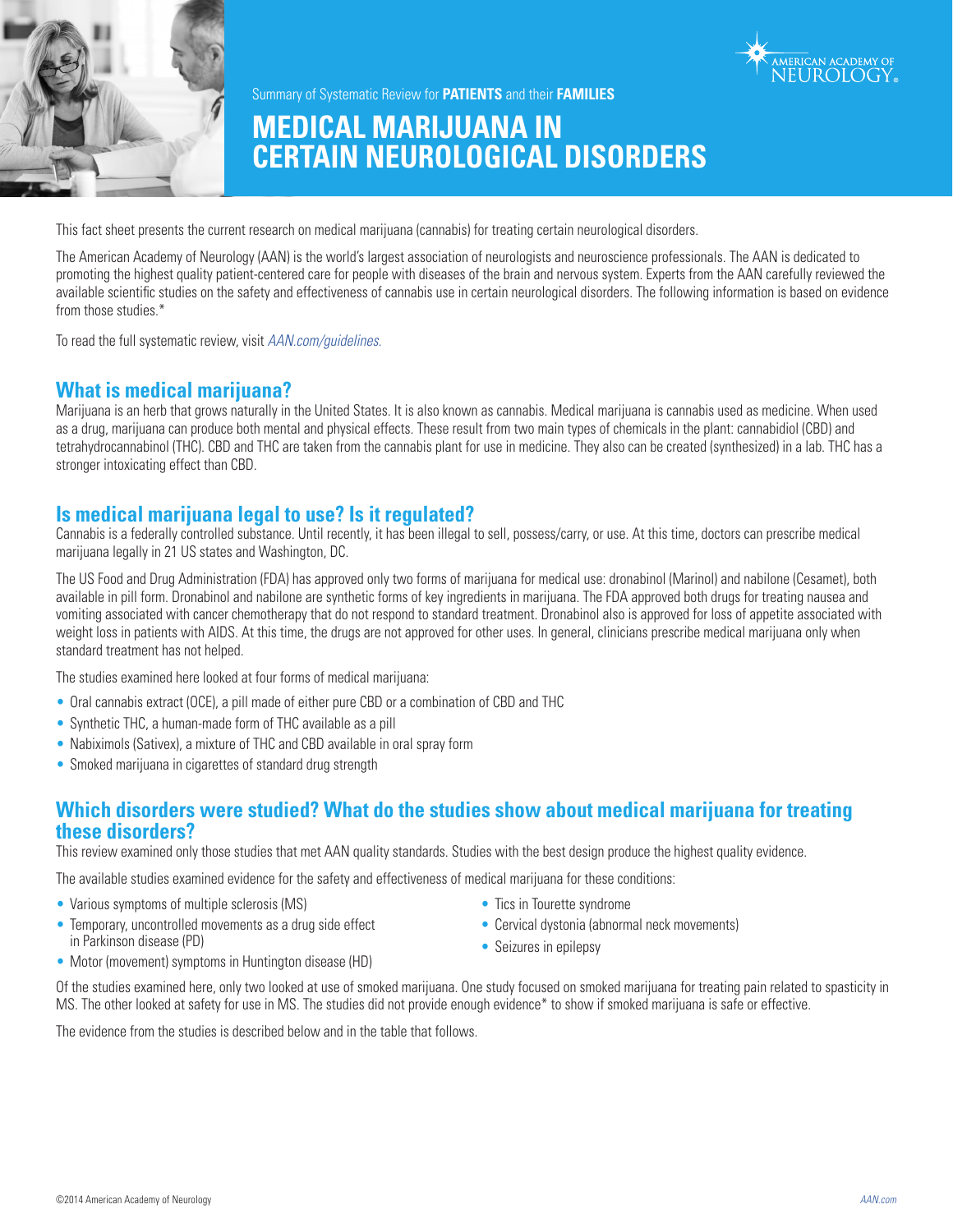Summary of Systematic Review for **PATIENTS** and their **FAMILIES**

# MEDICAL MARIJUANA IN CERTAIN NEUROLOGICAL DISORDERS

This fact sheet presents the current research on medical marijuana (cannabis) for treating certain neurological disorders.

The American Academy of Neurology (AAN) is the world's largest association of neurologists and neuroscience professionals. The AAN is dedicated to promoting the highest quality patient-centered care for people with diseases of the brain and nervous system. Experts from the AAN carefully reviewed the available scientific studies on the safety and effectiveness of cannabis use in certain neurological disorders. The following information is based on evidence from those studies.*

To read the full systematic review, visit *AAN.com/guidelines*.

## What is medical marijuana?

Marijuana is an herb that grows naturally in the United States. It is also known as cannabis. Medical marijuana is cannabis used as medicine. When used as a drug, marijuana can produce both mental and physical effects. These result from two main types of chemicals in the plant: cannabidiol (CBD) and tetrahydrocannabinol (THC). CBD and THC are taken from the cannabis plant for use in medicine. They also can be created (synthesized) in a lab. THC has a stronger intoxicating effect than CBD.

## Is medical marijuana legal to use? Is it regulated?

Cannabis is a federally controlled substance. Until recently, it has been illegal to sell, possess/carry, or use. At this time, doctors can prescribe medical marijuana legally in 21 US states and Washington, DC.

The US Food and Drug Administration (FDA) has approved only two forms of marijuana for medical use: dronabinol (Marinol) and nabilone (Cesamet), both available in pill form. Dronabinol and nabilone are synthetic forms of key ingredients in marijuana. The FDA approved both drugs for treating nausea and vomiting associated with cancer chemotherapy that do not respond to standard treatment. Dronabinol also is approved for loss of appetite associated with weight loss in patients with AIDS. At this time, the drugs are not approved for other uses. In general, clinicians prescribe medical marijuana only when standard treatment has not helped.

The studies examined here looked at four forms of medical marijuana:

- Oral cannabis extract (OCE), a pill made of either pure CBD or a combination of CBD and THC
- Synthetic THC, a human-made form of THC available as a pill
- Nabiximols (Sativex), a mixture of THC and CBD available in oral spray form
- Smoked marijuana in cigarettes of standard drug strength

## Which disorders were studied? What do the studies show about medical marijuana for treating these disorders?

This review examined only those studies that met AAN quality standards. Studies with the best design produce the highest quality evidence.

The available studies examined evidence for the safety and effectiveness of medical marijuana for these conditions:

- Various symptoms of multiple sclerosis (MS)
- Temporary, uncontrolled movements as a drug side effect in Parkinson disease (PD)
- Motor (movement) symptoms in Huntington disease (HD)
- Tics in Tourette syndrome
- Cervical dystonia (abnormal neck movements)
- Seizures in epilepsy

Of the studies examined here, only two looked at use of smoked marijuana. One study focused on smoked marijuana for treating pain related to spasticity in MS. The other looked at safety for use in MS. The studies did not provide enough evidence* to show if smoked marijuana is safe or effective.

The evidence from the studies is described below and in the table that follows.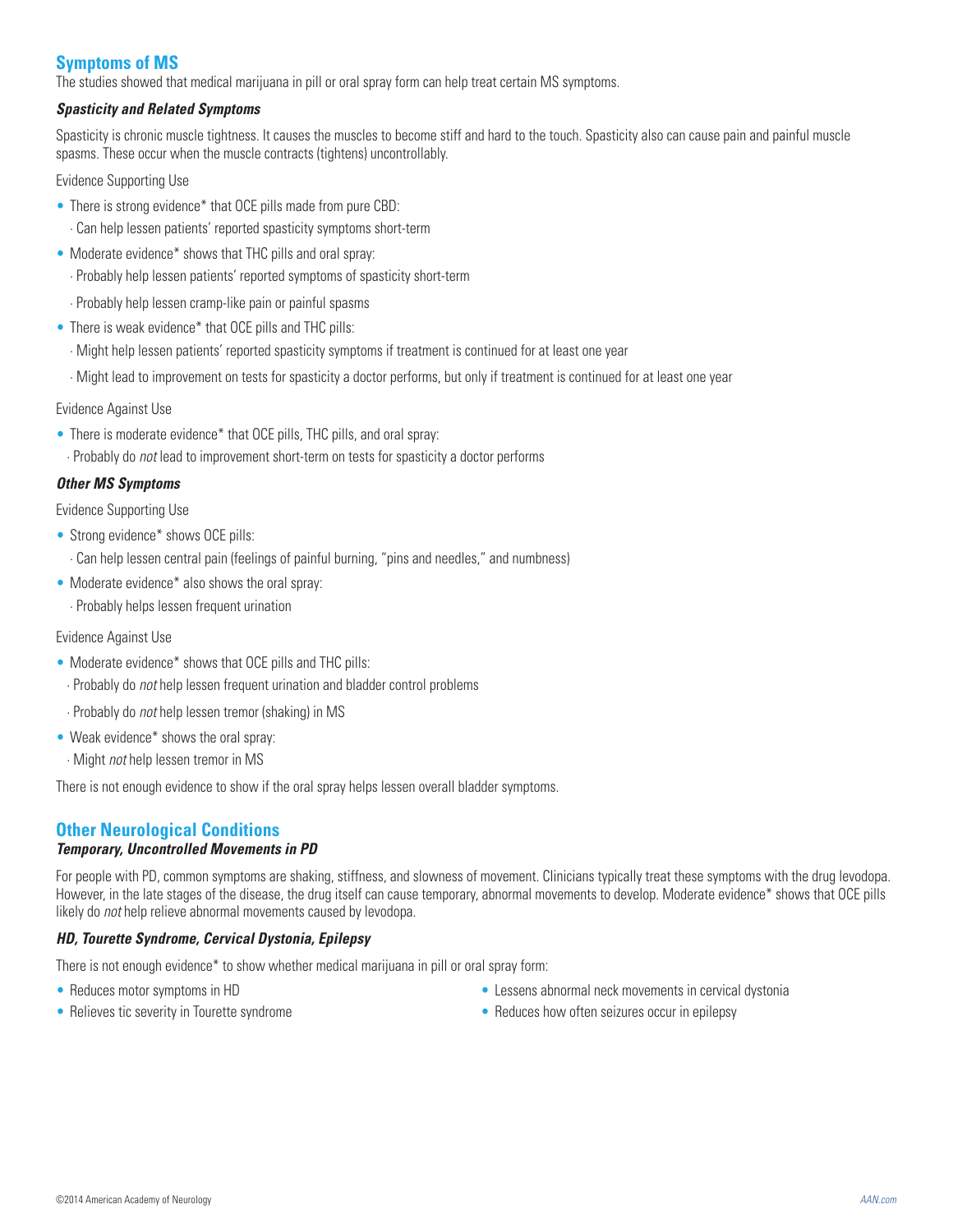## Symptoms of MS

The studies showed that medical marijuana in pill or oral spray form can help treat certain MS symptoms.

### *Spasticity and Related Symptoms*

Spasticity is chronic muscle tightness. It causes the muscles to become stiff and hard to the touch. Spasticity also can cause pain and painful muscle spasms. These occur when the muscle contracts (tightens) uncontrollably.

Evidence Supporting Use

- There is strong evidence* that OCE pills made from pure CBD:
  - Can help lessen patients' reported spasticity symptoms short-term
- Moderate evidence* shows that THC pills and oral spray:
  - Probably help lessen patients' reported symptoms of spasticity short-term
  - Probably help lessen cramp-like pain or painful spasms
- There is weak evidence* that OCE pills and THC pills:
  - Might help lessen patients' reported spasticity symptoms if treatment is continued for at least one year
  - Might lead to improvement on tests for spasticity a doctor performs, but only if treatment is continued for at least one year

Evidence Against Use

- There is moderate evidence* that OCE pills, THC pills, and oral spray:
  - Probably do *not* lead to improvement short-term on tests for spasticity a doctor performs

### *Other MS Symptoms*

Evidence Supporting Use

- Strong evidence* shows OCE pills:
  - Can help lessen central pain (feelings of painful burning, "pins and needles," and numbness)
- Moderate evidence* also shows the oral spray:
  - Probably helps lessen frequent urination

Evidence Against Use

- Moderate evidence* shows that OCE pills and THC pills:
  - Probably do *not* help lessen frequent urination and bladder control problems
  - Probably do *not* help lessen tremor (shaking) in MS
- Weak evidence* shows the oral spray:
  - Might *not* help lessen tremor in MS

There is not enough evidence to show if the oral spray helps lessen overall bladder symptoms.

## Other Neurological Conditions

### *Temporary, Uncontrolled Movements in PD*

For people with PD, common symptoms are shaking, stiffness, and slowness of movement. Clinicians typically treat these symptoms with the drug levodopa. However, in the late stages of the disease, the drug itself can cause temporary, abnormal movements to develop. Moderate evidence* shows that OCE pills likely do *not* help relieve abnormal movements caused by levodopa.

### *HD, Tourette Syndrome, Cervical Dystonia, Epilepsy*

There is not enough evidence* to show whether medical marijuana in pill or oral spray form:

- Reduces motor symptoms in HD
- Relieves tic severity in Tourette syndrome
- Lessens abnormal neck movements in cervical dystonia
- Reduces how often seizures occur in epilepsy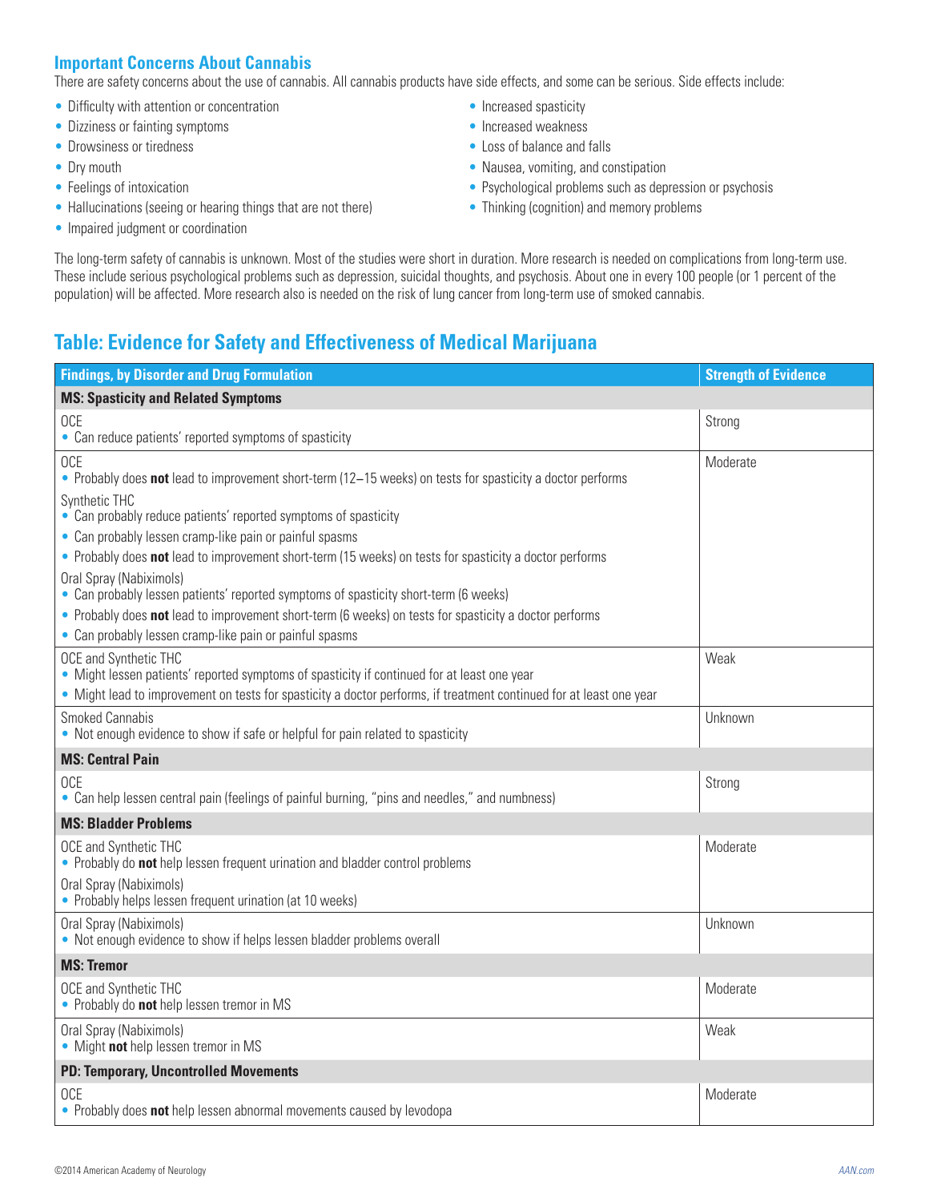## Important Concerns About Cannabis

There are safety concerns about the use of cannabis. All cannabis products have side effects, and some can be serious. Side effects include:

- Difficulty with attention or concentration
- Dizziness or fainting symptoms
- Drowsiness or tiredness
- Dry mouth
- Feelings of intoxication
- Hallucinations (seeing or hearing things that are not there)
- Impaired judgment or coordination
- Increased spasticity
- Increased weakness
- Loss of balance and falls
- Nausea, vomiting, and constipation
- Psychological problems such as depression or psychosis
- Thinking (cognition) and memory problems

The long-term safety of cannabis is unknown. Most of the studies were short in duration. More research is needed on complications from long-term use. These include serious psychological problems such as depression, suicidal thoughts, and psychosis. About one in every 100 people (or 1 percent of the population) will be affected. More research also is needed on the risk of lung cancer from long-term use of smoked cannabis.

## Table: Evidence for Safety and Effectiveness of Medical Marijuana

| Findings, by Disorder and Drug Formulation | Strength of Evidence |
|---|---|
| **MS: Spasticity and Related Symptoms** | |
| OCE<br>• Can reduce patients' reported symptoms of spasticity | Strong |
| OCE<br>• Probably does **not** lead to improvement short-term (12–15 weeks) on tests for spasticity a doctor performs<br>Synthetic THC<br>• Can probably reduce patients' reported symptoms of spasticity<br>• Can probably lessen cramp-like pain or painful spasms<br>• Probably does **not** lead to improvement short-term (15 weeks) on tests for spasticity a doctor performs<br>Oral Spray (Nabiximols)<br>• Can probably lessen patients' reported symptoms of spasticity short-term (6 weeks)<br>• Probably does **not** lead to improvement short-term (6 weeks) on tests for spasticity a doctor performs<br>• Can probably lessen cramp-like pain or painful spasms | Moderate |
| OCE and Synthetic THC<br>• Might lessen patients' reported symptoms of spasticity if continued for at least one year<br>• Might lead to improvement on tests for spasticity a doctor performs, if treatment continued for at least one year | Weak |
| Smoked Cannabis<br>• Not enough evidence to show if safe or helpful for pain related to spasticity | Unknown |
| **MS: Central Pain** | |
| OCE<br>• Can help lessen central pain (feelings of painful burning, "pins and needles," and numbness) | Strong |
| **MS: Bladder Problems** | |
| OCE and Synthetic THC<br>• Probably do **not** help lessen frequent urination and bladder control problems<br>Oral Spray (Nabiximols)<br>• Probably helps lessen frequent urination (at 10 weeks) | Moderate |
| Oral Spray (Nabiximols)<br>• Not enough evidence to show if helps lessen bladder problems overall | Unknown |
| **MS: Tremor** | |
| OCE and Synthetic THC<br>• Probably do **not** help lessen tremor in MS | Moderate |
| Oral Spray (Nabiximols)<br>• Might **not** help lessen tremor in MS | Weak |
| **PD: Temporary, Uncontrolled Movements** | |
| OCE<br>• Probably does **not** help lessen abnormal movements caused by levodopa | Moderate |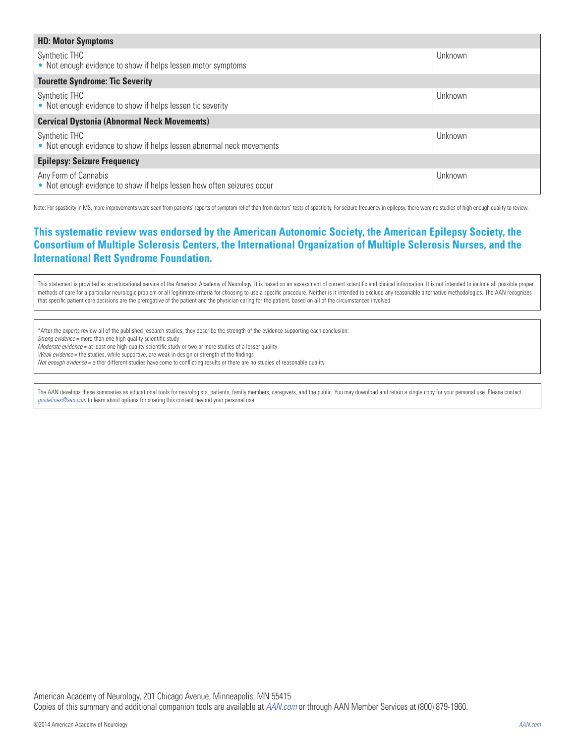| | |
|---|---|
| **HD: Motor Symptoms** | |
| Synthetic THC<br>• Not enough evidence to show if helps lessen motor symptoms | Unknown |
| **Tourette Syndrome: Tic Severity** | |
| Synthetic THC<br>• Not enough evidence to show if helps lessen tic severity | Unknown |
| **Cervical Dystonia (Abnormal Neck Movements)** | |
| Synthetic THC<br>• Not enough evidence to show if helps lessen abnormal neck movements | Unknown |
| **Epilepsy: Seizure Frequency** | |
| Any Form of Cannabis<br>• Not enough evidence to show if helps lessen how often seizures occur | Unknown |

Note: For spasticity in MS, more improvements were seen from patients' reports of symptom relief than from doctors' tests of spasticity. For seizure frequency in epilepsy, there were no studies of high enough quality to review.

**This systematic review was endorsed by the American Autonomic Society, the American Epilepsy Society, the Consortium of Multiple Sclerosis Centers, the International Organization of Multiple Sclerosis Nurses, and the International Rett Syndrome Foundation.**

This statement is provided as an educational service of the American Academy of Neurology. It is based on an assessment of current scientific and clinical information. It is not intended to include all possible proper methods of care for a particular neurologic problem or all legitimate criteria for choosing to use a specific procedure. Neither is it intended to exclude any reasonable alternative methodologies. The AAN recognizes that specific patient care decisions are the prerogative of the patient and the physician caring for the patient, based on all of the circumstances involved.

*After the experts review all of the published research studies, they describe the strength of the evidence supporting each conclusion:
*Strong evidence* = more than one high-quality scientific study
*Moderate evidence* = at least one high-quality scientific study or two or more studies of a lesser quality
*Weak evidence* = the studies, while supportive, are weak in design or strength of the findings
*Not enough evidence* = either different studies have come to conflicting results or there are no studies of reasonable quality

The AAN develops these summaries as educational tools for neurologists, patients, family members, caregivers, and the public. You may download and retain a single copy for your personal use. Please contact *guidelines@aan.com* to learn about options for sharing this content beyond your personal use.

American Academy of Neurology, 201 Chicago Avenue, Minneapolis, MN 55415
Copies of this summary and additional companion tools are available at *AAN.com* or through AAN Member Services at (800) 879-1960.

©2014 American Academy of Neurology